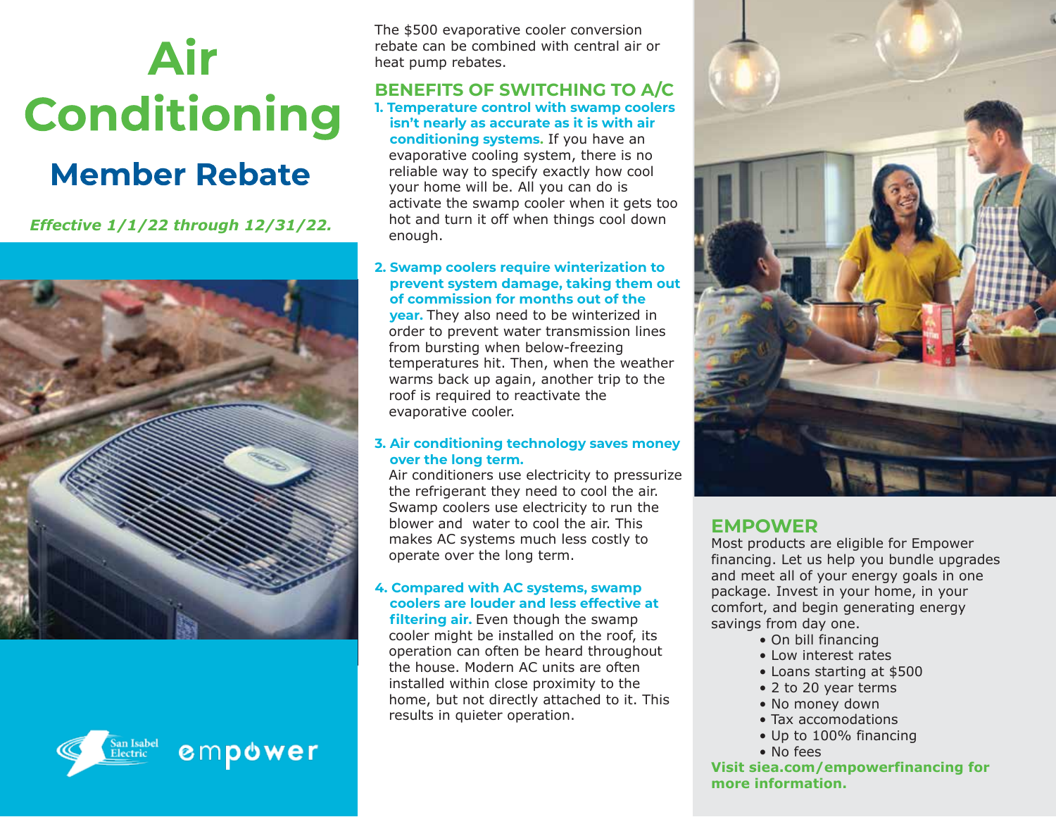# Air Conditioning

## Member Rebate

*Effective 1/1/22 through 12/31/22.*

San Isabel Electric empower

The $500 evaporative cooler conversion rebate can be combined with central air or heat pump rebates.

## BENEFITS OF SWITCHING TO A/C

1. **Temperature control with swamp coolers isn't nearly as accurate as it is with air conditioning systems.** If you have an evaporative cooling system, there is no reliable way to specify exactly how cool your home will be. All you can do is activate the swamp cooler when it gets too hot and turn it off when things cool down enough.

2. **Swamp coolers require winterization to prevent system damage, taking them out of commission for months out of the year.** They also need to be winterized in order to prevent water transmission lines from bursting when below-freezing temperatures hit. Then, when the weather warms back up again, another trip to the roof is required to reactivate the evaporative cooler.

3. **Air conditioning technology saves money over the long term.** Air conditioners use electricity to pressurize the refrigerant they need to cool the air. Swamp coolers use electricity to run the blower and water to cool the air. This makes AC systems much less costly to operate over the long term.

4. **Compared with AC systems, swamp coolers are louder and less effective at filtering air.** Even though the swamp cooler might be installed on the roof, its operation can often be heard throughout the house. Modern AC units are often installed within close proximity to the home, but not directly attached to it. This results in quieter operation.

## EMPOWER

Most products are eligible for Empower financing. Let us help you bundle upgrades and meet all of your energy goals in one package. Invest in your home, in your comfort, and begin generating energy savings from day one.

- On bill financing
- Low interest rates
- Loans starting at $500
- 2 to 20 year terms
- No money down
- Tax accomodations
- Up to 100% financing
- No fees

**Visit siea.com/empowerfinancing for more information.**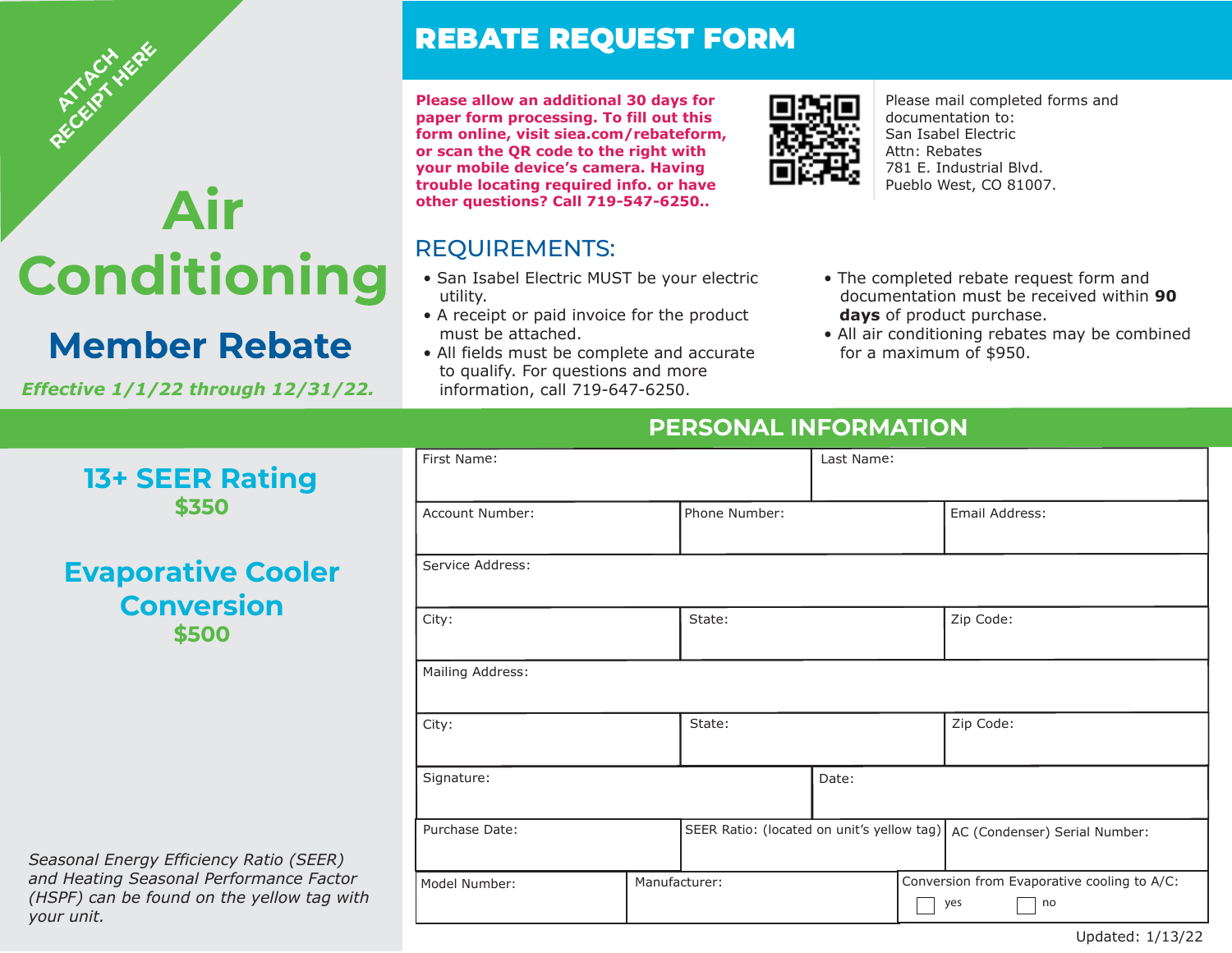ATTACH RECEIPT HERE

# Air Conditioning

## Member Rebate

*Effective 1/1/22 through 12/31/22.*

# REBATE REQUEST FORM

**Please allow an additional 30 days for paper form processing. To fill out this form online, visit siea.com/rebateform, or scan the QR code to the right with your mobile device's camera. Having trouble locating required info. or have other questions? Call 719-547-6250..**

Please mail completed forms and documentation to:
San Isabel Electric
Attn: Rebates
781 E. Industrial Blvd.
Pueblo West, CO 81007.

## REQUIREMENTS:

- San Isabel Electric MUST be your electric utility.
- A receipt or paid invoice for the product must be attached.
- All fields must be complete and accurate to qualify. For questions and more information, call 719-647-6250.
- The completed rebate request form and documentation must be received within **90 days** of product purchase.
- All air conditioning rebates may be combined for a maximum of $950.

### 13+ SEER Rating
**$350**

### Evaporative Cooler Conversion
**$500**

*Seasonal Energy Efficiency Ratio (SEER) and Heating Seasonal Performance Factor (HSPF) can be found on the yellow tag with your unit.*

## PERSONAL INFORMATION

| | | |
|---|---|---|
| First Name: | Last Name: | |
| Account Number: | Phone Number: | Email Address: |
| Service Address: | | |
| City: | State: | Zip Code: |
| Mailing Address: | | |
| City: | State: | Zip Code: |
| Signature: | Date: | |
| Purchase Date: | SEER Ratio: (located on unit's yellow tag) | AC (Condenser) Serial Number: |
| Model Number: | Manufacturer: | Conversion from Evaporative cooling to A/C: ☐ yes ☐ no |

Updated: 1/13/22